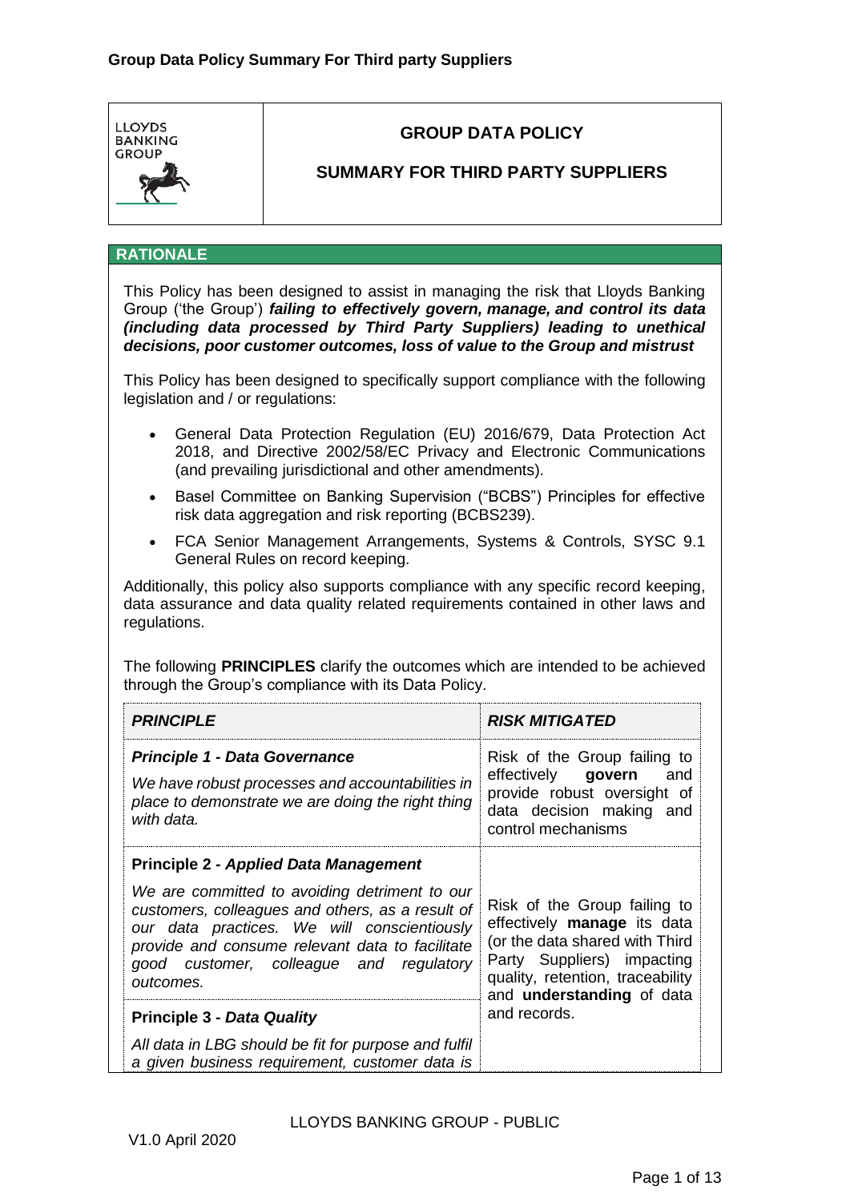LLOYDS BANKING GROUP

# GROUP DATA POLICY

## SUMMARY FOR THIRD PARTY SUPPLIERS

### RATIONALE

This Policy has been designed to assist in managing the risk that Lloyds Banking Group ('the Group') ***failing to effectively govern, manage, and control its data (including data processed by Third Party Suppliers) leading to unethical decisions, poor customer outcomes, loss of value to the Group and mistrust***

This Policy has been designed to specifically support compliance with the following legislation and / or regulations:

- General Data Protection Regulation (EU) 2016/679, Data Protection Act 2018, and Directive 2002/58/EC Privacy and Electronic Communications (and prevailing jurisdictional and other amendments).
- Basel Committee on Banking Supervision ("BCBS") Principles for effective risk data aggregation and risk reporting (BCBS239).
- FCA Senior Management Arrangements, Systems & Controls, SYSC 9.1 General Rules on record keeping.

Additionally, this policy also supports compliance with any specific record keeping, data assurance and data quality related requirements contained in other laws and regulations.

The following **PRINCIPLES** clarify the outcomes which are intended to be achieved through the Group's compliance with its Data Policy.

| ***PRINCIPLE*** | ***RISK MITIGATED*** |
|---|---|
| ***Principle 1 - Data Governance*** <br> *We have robust processes and accountabilities in place to demonstrate we are doing the right thing with data.* | Risk of the Group failing to effectively **govern** and provide robust oversight of data decision making and control mechanisms |
| **Principle 2 -** ***Applied Data Management*** <br> *We are committed to avoiding detriment to our customers, colleagues and others, as a result of our data practices. We will conscientiously provide and consume relevant data to facilitate good customer, colleague and regulatory outcomes.* | Risk of the Group failing to effectively **manage** its data (or the data shared with Third Party Suppliers) impacting quality, retention, traceability and **understanding** of data and records. |
| **Principle 3 -** ***Data Quality*** <br> *All data in LBG should be fit for purpose and fulfil a given business requirement, customer data is* | |

LLOYDS BANKING GROUP - PUBLIC

V1.0 April 2020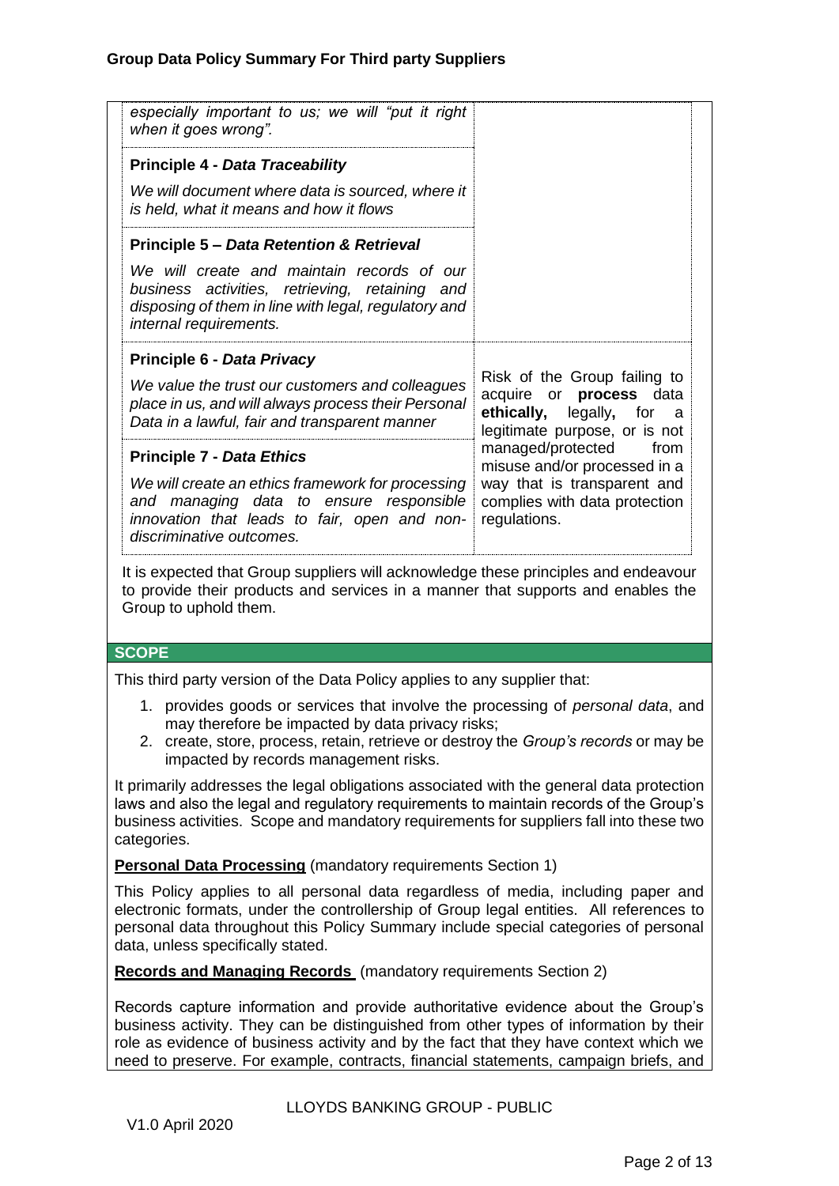| | |
|---|---|
| *especially important to us; we will "put it right when it goes wrong".* | |
| **Principle 4 -** ***Data Traceability***<br><br>*We will document where data is sourced, where it is held, what it means and how it flows* | |
| **Principle 5 –** ***Data Retention & Retrieval***<br><br>*We will create and maintain records of our business activities, retrieving, retaining and disposing of them in line with legal, regulatory and internal requirements.* | |
| **Principle 6 -** ***Data Privacy***<br><br>*We value the trust our customers and colleagues place in us, and will always process their Personal Data in a lawful, fair and transparent manner* | Risk of the Group failing to acquire or **process** data **ethically,** legally**,** for a legitimate purpose, or is not managed/protected from misuse and/or processed in a way that is transparent and complies with data protection regulations. |
| **Principle 7 -** ***Data Ethics***<br><br>*We will create an ethics framework for processing and managing data to ensure responsible innovation that leads to fair, open and non-discriminative outcomes.* | |

It is expected that Group suppliers will acknowledge these principles and endeavour to provide their products and services in a manner that supports and enables the Group to uphold them.

## SCOPE

This third party version of the Data Policy applies to any supplier that:

1. provides goods or services that involve the processing of *personal data*, and may therefore be impacted by data privacy risks;
2. create, store, process, retain, retrieve or destroy the *Group's records* or may be impacted by records management risks.

It primarily addresses the legal obligations associated with the general data protection laws and also the legal and regulatory requirements to maintain records of the Group's business activities. Scope and mandatory requirements for suppliers fall into these two categories.

**Personal Data Processing** (mandatory requirements Section 1)

This Policy applies to all personal data regardless of media, including paper and electronic formats, under the controllership of Group legal entities. All references to personal data throughout this Policy Summary include special categories of personal data, unless specifically stated.

**Records and Managing Records** (mandatory requirements Section 2)

Records capture information and provide authoritative evidence about the Group's business activity. They can be distinguished from other types of information by their role as evidence of business activity and by the fact that they have context which we need to preserve. For example, contracts, financial statements, campaign briefs, and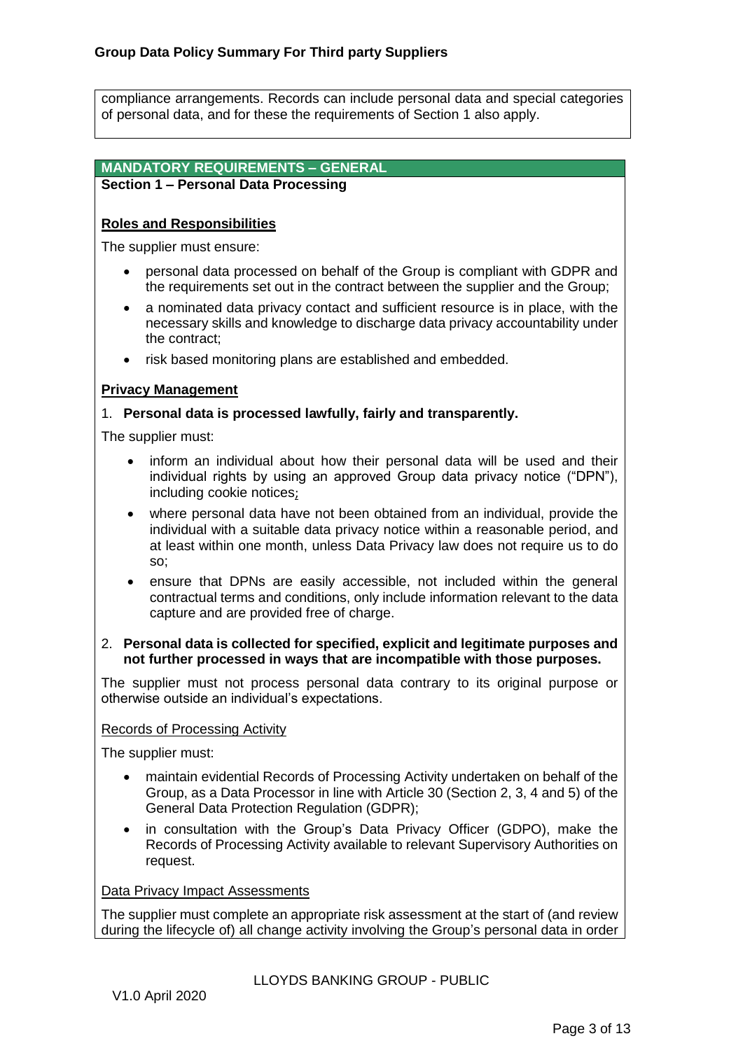compliance arrangements. Records can include personal data and special categories of personal data, and for these the requirements of Section 1 also apply.

## MANDATORY REQUIREMENTS – GENERAL

### Section 1 – Personal Data Processing

#### Roles and Responsibilities

The supplier must ensure:

- personal data processed on behalf of the Group is compliant with GDPR and the requirements set out in the contract between the supplier and the Group;
- a nominated data privacy contact and sufficient resource is in place, with the necessary skills and knowledge to discharge data privacy accountability under the contract;
- risk based monitoring plans are established and embedded.

#### Privacy Management

1. **Personal data is processed lawfully, fairly and transparently.**

The supplier must:

- inform an individual about how their personal data will be used and their individual rights by using an approved Group data privacy notice ("DPN"), including cookie notices;
- where personal data have not been obtained from an individual, provide the individual with a suitable data privacy notice within a reasonable period, and at least within one month, unless Data Privacy law does not require us to do so;
- ensure that DPNs are easily accessible, not included within the general contractual terms and conditions, only include information relevant to the data capture and are provided free of charge.

2. **Personal data is collected for specified, explicit and legitimate purposes and not further processed in ways that are incompatible with those purposes.**

The supplier must not process personal data contrary to its original purpose or otherwise outside an individual's expectations.

Records of Processing Activity

The supplier must:

- maintain evidential Records of Processing Activity undertaken on behalf of the Group, as a Data Processor in line with Article 30 (Section 2, 3, 4 and 5) of the General Data Protection Regulation (GDPR);
- in consultation with the Group's Data Privacy Officer (GDPO), make the Records of Processing Activity available to relevant Supervisory Authorities on request.

Data Privacy Impact Assessments

The supplier must complete an appropriate risk assessment at the start of (and review during the lifecycle of) all change activity involving the Group's personal data in order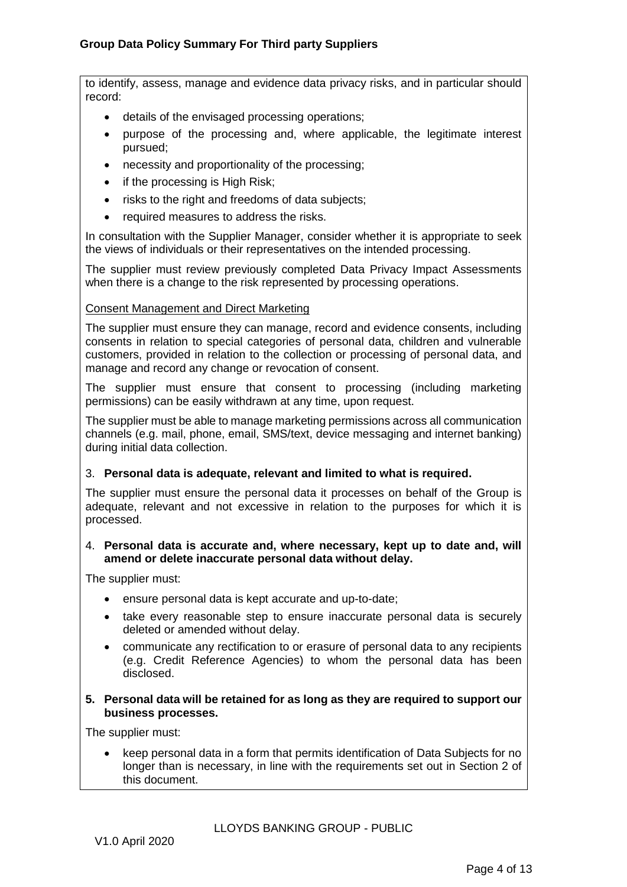to identify, assess, manage and evidence data privacy risks, and in particular should record:

- details of the envisaged processing operations;
- purpose of the processing and, where applicable, the legitimate interest pursued;
- necessity and proportionality of the processing;
- if the processing is High Risk;
- risks to the right and freedoms of data subjects;
- required measures to address the risks.

In consultation with the Supplier Manager, consider whether it is appropriate to seek the views of individuals or their representatives on the intended processing.

The supplier must review previously completed Data Privacy Impact Assessments when there is a change to the risk represented by processing operations.

Consent Management and Direct Marketing

The supplier must ensure they can manage, record and evidence consents, including consents in relation to special categories of personal data, children and vulnerable customers, provided in relation to the collection or processing of personal data, and manage and record any change or revocation of consent.

The supplier must ensure that consent to processing (including marketing permissions) can be easily withdrawn at any time, upon request.

The supplier must be able to manage marketing permissions across all communication channels (e.g. mail, phone, email, SMS/text, device messaging and internet banking) during initial data collection.

3. **Personal data is adequate, relevant and limited to what is required.**

The supplier must ensure the personal data it processes on behalf of the Group is adequate, relevant and not excessive in relation to the purposes for which it is processed.

4. **Personal data is accurate and, where necessary, kept up to date and, will amend or delete inaccurate personal data without delay.**

The supplier must:

- ensure personal data is kept accurate and up-to-date;
- take every reasonable step to ensure inaccurate personal data is securely deleted or amended without delay.
- communicate any rectification to or erasure of personal data to any recipients (e.g. Credit Reference Agencies) to whom the personal data has been disclosed.

5. **Personal data will be retained for as long as they are required to support our business processes.**

The supplier must:

- keep personal data in a form that permits identification of Data Subjects for no longer than is necessary, in line with the requirements set out in Section 2 of this document.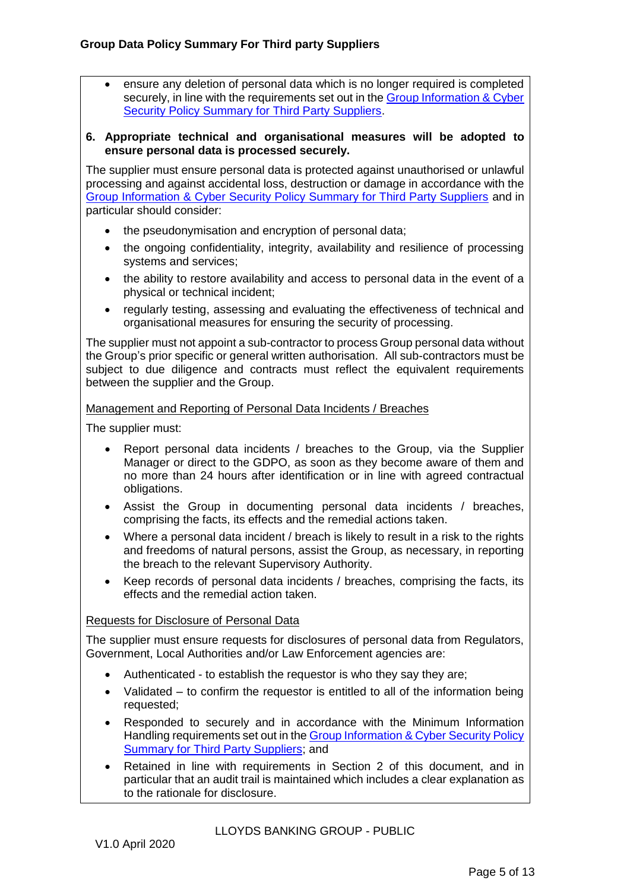- ensure any deletion of personal data which is no longer required is completed securely, in line with the requirements set out in the [Group Information & Cyber Security Policy Summary for Third Party Suppliers]().

**6. Appropriate technical and organisational measures will be adopted to ensure personal data is processed securely.**

The supplier must ensure personal data is protected against unauthorised or unlawful processing and against accidental loss, destruction or damage in accordance with the [Group Information & Cyber Security Policy Summary for Third Party Suppliers]() and in particular should consider:

- the pseudonymisation and encryption of personal data;
- the ongoing confidentiality, integrity, availability and resilience of processing systems and services;
- the ability to restore availability and access to personal data in the event of a physical or technical incident;
- regularly testing, assessing and evaluating the effectiveness of technical and organisational measures for ensuring the security of processing.

The supplier must not appoint a sub-contractor to process Group personal data without the Group's prior specific or general written authorisation. All sub-contractors must be subject to due diligence and contracts must reflect the equivalent requirements between the supplier and the Group.

<u>Management and Reporting of Personal Data Incidents / Breaches</u>

The supplier must:

- Report personal data incidents / breaches to the Group, via the Supplier Manager or direct to the GDPO, as soon as they become aware of them and no more than 24 hours after identification or in line with agreed contractual obligations.
- Assist the Group in documenting personal data incidents / breaches, comprising the facts, its effects and the remedial actions taken.
- Where a personal data incident / breach is likely to result in a risk to the rights and freedoms of natural persons, assist the Group, as necessary, in reporting the breach to the relevant Supervisory Authority.
- Keep records of personal data incidents / breaches, comprising the facts, its effects and the remedial action taken.

<u>Requests for Disclosure of Personal Data</u>

The supplier must ensure requests for disclosures of personal data from Regulators, Government, Local Authorities and/or Law Enforcement agencies are:

- Authenticated - to establish the requestor is who they say they are;
- Validated – to confirm the requestor is entitled to all of the information being requested;
- Responded to securely and in accordance with the Minimum Information Handling requirements set out in the [Group Information & Cyber Security Policy Summary for Third Party Suppliers](); and
- Retained in line with requirements in Section 2 of this document, and in particular that an audit trail is maintained which includes a clear explanation as to the rationale for disclosure.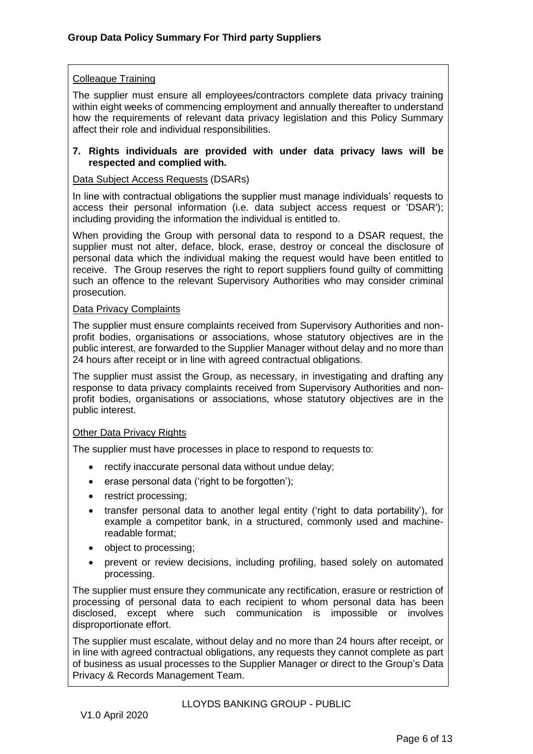Colleague Training

The supplier must ensure all employees/contractors complete data privacy training within eight weeks of commencing employment and annually thereafter to understand how the requirements of relevant data privacy legislation and this Policy Summary affect their role and individual responsibilities.

**7. Rights individuals are provided with under data privacy laws will be respected and complied with.**

Data Subject Access Requests (DSARs)

In line with contractual obligations the supplier must manage individuals' requests to access their personal information (i.e. data subject access request or 'DSAR'); including providing the information the individual is entitled to.

When providing the Group with personal data to respond to a DSAR request, the supplier must not alter, deface, block, erase, destroy or conceal the disclosure of personal data which the individual making the request would have been entitled to receive. The Group reserves the right to report suppliers found guilty of committing such an offence to the relevant Supervisory Authorities who may consider criminal prosecution.

Data Privacy Complaints

The supplier must ensure complaints received from Supervisory Authorities and non-profit bodies, organisations or associations, whose statutory objectives are in the public interest, are forwarded to the Supplier Manager without delay and no more than 24 hours after receipt or in line with agreed contractual obligations.

The supplier must assist the Group, as necessary, in investigating and drafting any response to data privacy complaints received from Supervisory Authorities and non-profit bodies, organisations or associations, whose statutory objectives are in the public interest.

Other Data Privacy Rights

The supplier must have processes in place to respond to requests to:

- rectify inaccurate personal data without undue delay;
- erase personal data ('right to be forgotten');
- restrict processing;
- transfer personal data to another legal entity ('right to data portability'), for example a competitor bank, in a structured, commonly used and machine-readable format;
- object to processing;
- prevent or review decisions, including profiling, based solely on automated processing.

The supplier must ensure they communicate any rectification, erasure or restriction of processing of personal data to each recipient to whom personal data has been disclosed, except where such communication is impossible or involves disproportionate effort.

The supplier must escalate, without delay and no more than 24 hours after receipt, or in line with agreed contractual obligations, any requests they cannot complete as part of business as usual processes to the Supplier Manager or direct to the Group's Data Privacy & Records Management Team.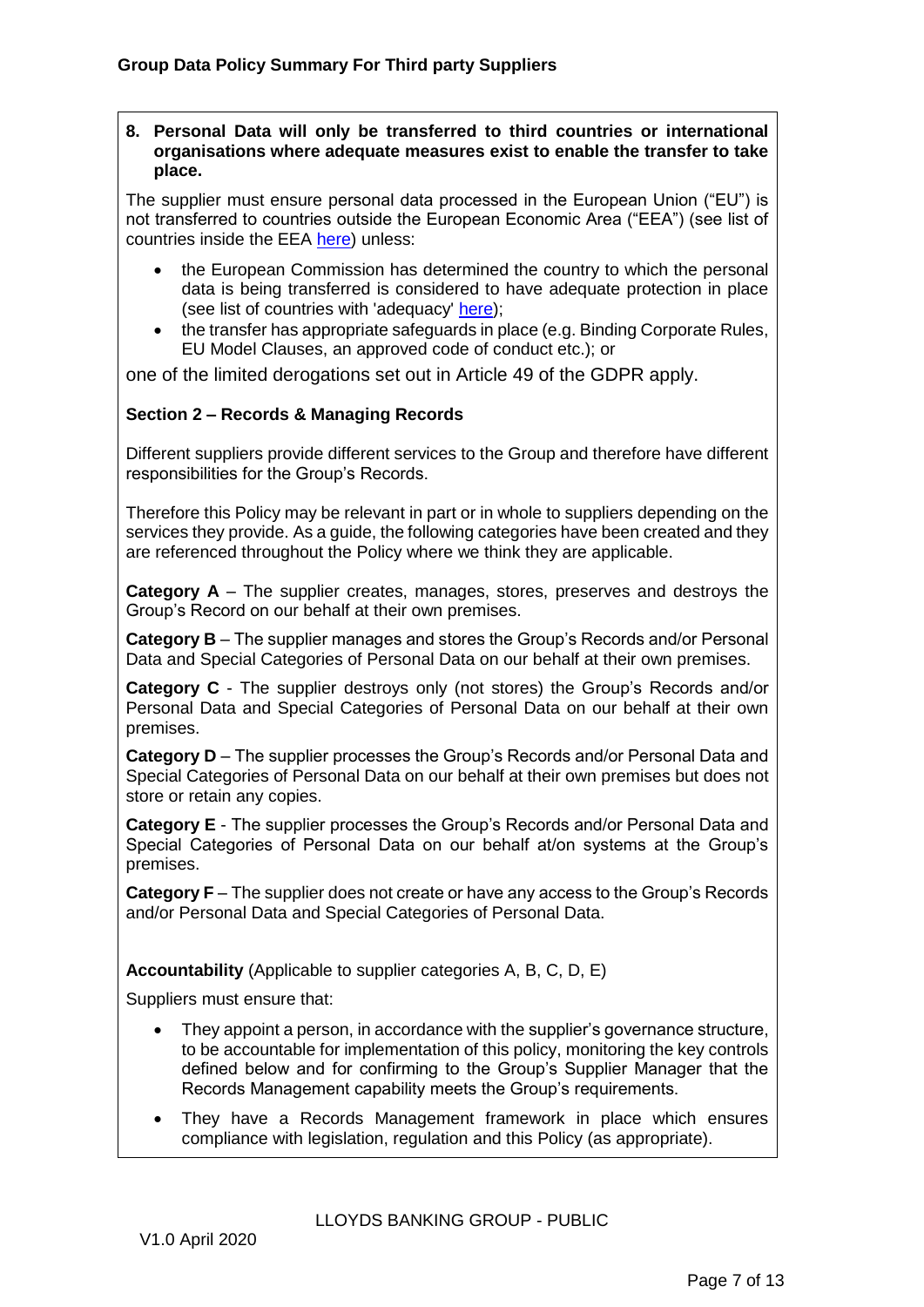**8. Personal Data will only be transferred to third countries or international organisations where adequate measures exist to enable the transfer to take place.**

The supplier must ensure personal data processed in the European Union ("EU") is not transferred to countries outside the European Economic Area ("EEA") (see list of countries inside the EEA here) unless:

- the European Commission has determined the country to which the personal data is being transferred is considered to have adequate protection in place (see list of countries with 'adequacy' here);
- the transfer has appropriate safeguards in place (e.g. Binding Corporate Rules, EU Model Clauses, an approved code of conduct etc.); or

one of the limited derogations set out in Article 49 of the GDPR apply.

## Section 2 – Records & Managing Records

Different suppliers provide different services to the Group and therefore have different responsibilities for the Group's Records.

Therefore this Policy may be relevant in part or in whole to suppliers depending on the services they provide. As a guide, the following categories have been created and they are referenced throughout the Policy where we think they are applicable.

**Category A** – The supplier creates, manages, stores, preserves and destroys the Group's Record on our behalf at their own premises.

**Category B** – The supplier manages and stores the Group's Records and/or Personal Data and Special Categories of Personal Data on our behalf at their own premises.

**Category C** - The supplier destroys only (not stores) the Group's Records and/or Personal Data and Special Categories of Personal Data on our behalf at their own premises.

**Category D** – The supplier processes the Group's Records and/or Personal Data and Special Categories of Personal Data on our behalf at their own premises but does not store or retain any copies.

**Category E** - The supplier processes the Group's Records and/or Personal Data and Special Categories of Personal Data on our behalf at/on systems at the Group's premises.

**Category F** – The supplier does not create or have any access to the Group's Records and/or Personal Data and Special Categories of Personal Data.

**Accountability** (Applicable to supplier categories A, B, C, D, E)

Suppliers must ensure that:

- They appoint a person, in accordance with the supplier's governance structure, to be accountable for implementation of this policy, monitoring the key controls defined below and for confirming to the Group's Supplier Manager that the Records Management capability meets the Group's requirements.
- They have a Records Management framework in place which ensures compliance with legislation, regulation and this Policy (as appropriate).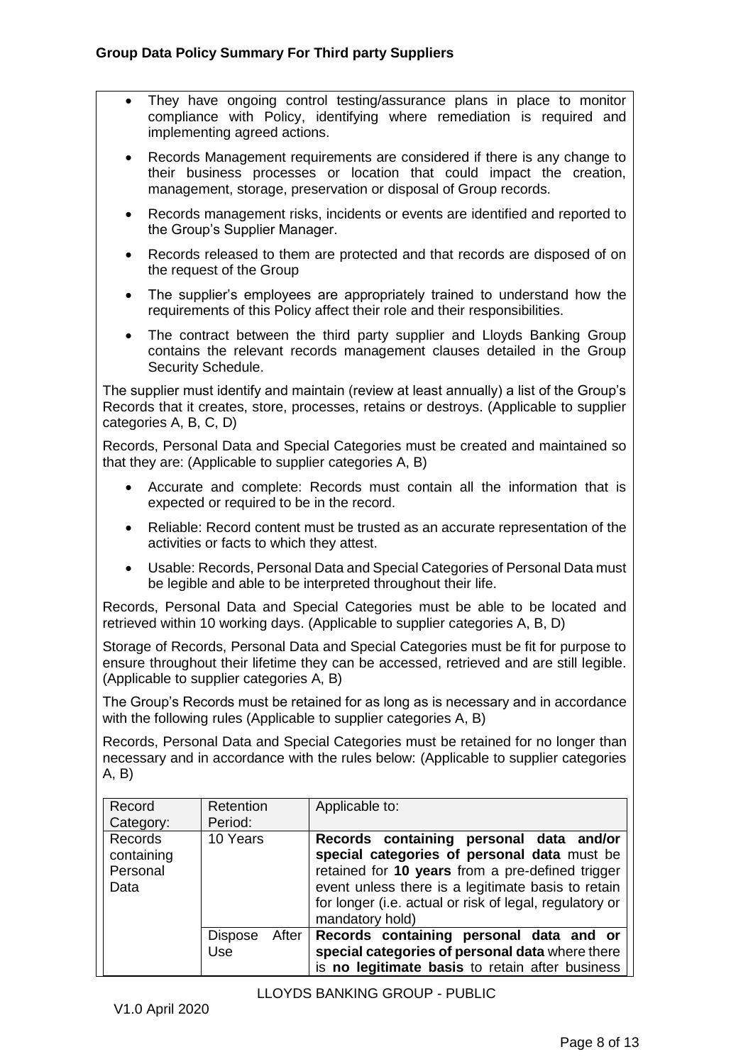- They have ongoing control testing/assurance plans in place to monitor compliance with Policy, identifying where remediation is required and implementing agreed actions.
- Records Management requirements are considered if there is any change to their business processes or location that could impact the creation, management, storage, preservation or disposal of Group records.
- Records management risks, incidents or events are identified and reported to the Group's Supplier Manager.
- Records released to them are protected and that records are disposed of on the request of the Group
- The supplier's employees are appropriately trained to understand how the requirements of this Policy affect their role and their responsibilities.
- The contract between the third party supplier and Lloyds Banking Group contains the relevant records management clauses detailed in the Group Security Schedule.

The supplier must identify and maintain (review at least annually) a list of the Group's Records that it creates, store, processes, retains or destroys. (Applicable to supplier categories A, B, C, D)

Records, Personal Data and Special Categories must be created and maintained so that they are: (Applicable to supplier categories A, B)

- Accurate and complete: Records must contain all the information that is expected or required to be in the record.
- Reliable: Record content must be trusted as an accurate representation of the activities or facts to which they attest.
- Usable: Records, Personal Data and Special Categories of Personal Data must be legible and able to be interpreted throughout their life.

Records, Personal Data and Special Categories must be able to be located and retrieved within 10 working days. (Applicable to supplier categories A, B, D)

Storage of Records, Personal Data and Special Categories must be fit for purpose to ensure throughout their lifetime they can be accessed, retrieved and are still legible. (Applicable to supplier categories A, B)

The Group's Records must be retained for as long as is necessary and in accordance with the following rules (Applicable to supplier categories A, B)

Records, Personal Data and Special Categories must be retained for no longer than necessary and in accordance with the rules below: (Applicable to supplier categories A, B)

| Record Category: | Retention Period: | Applicable to: |
|---|---|---|
| Records containing Personal Data | 10 Years | **Records containing personal data and/or special categories of personal data** must be retained for **10 years** from a pre-defined trigger event unless there is a legitimate basis to retain for longer (i.e. actual or risk of legal, regulatory or mandatory hold) |
| | Dispose After Use | **Records containing personal data and or special categories of personal data** where there is **no legitimate basis** to retain after business |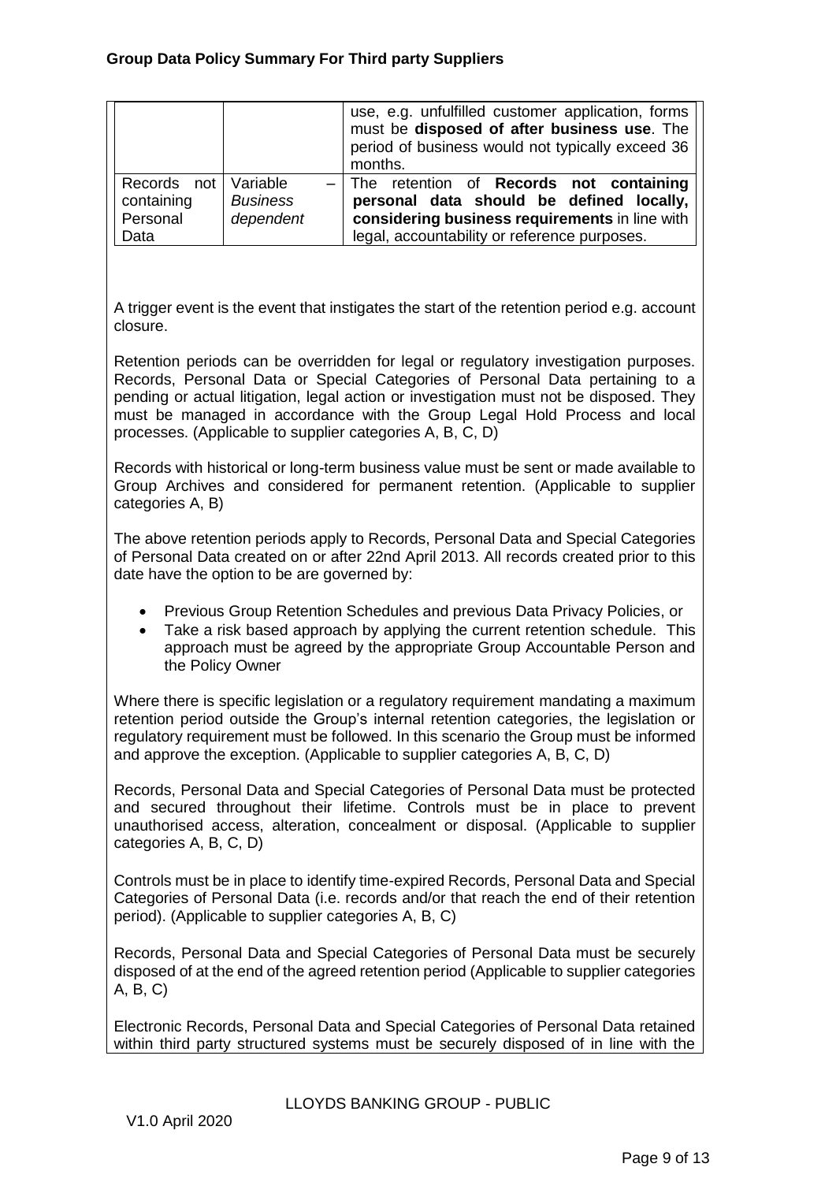| | | use, e.g. unfulfilled customer application, forms must be **disposed of after business use**. The period of business would not typically exceed 36 months. |
|---|---|---|
| Records not containing Personal Data | Variable – *Business dependent* | The retention of **Records not containing personal data should be defined locally, considering business requirements** in line with legal, accountability or reference purposes. |

A trigger event is the event that instigates the start of the retention period e.g. account closure.

Retention periods can be overridden for legal or regulatory investigation purposes. Records, Personal Data or Special Categories of Personal Data pertaining to a pending or actual litigation, legal action or investigation must not be disposed. They must be managed in accordance with the Group Legal Hold Process and local processes. (Applicable to supplier categories A, B, C, D)

Records with historical or long-term business value must be sent or made available to Group Archives and considered for permanent retention. (Applicable to supplier categories A, B)

The above retention periods apply to Records, Personal Data and Special Categories of Personal Data created on or after 22nd April 2013. All records created prior to this date have the option to be are governed by:

- Previous Group Retention Schedules and previous Data Privacy Policies, or
- Take a risk based approach by applying the current retention schedule. This approach must be agreed by the appropriate Group Accountable Person and the Policy Owner

Where there is specific legislation or a regulatory requirement mandating a maximum retention period outside the Group's internal retention categories, the legislation or regulatory requirement must be followed. In this scenario the Group must be informed and approve the exception. (Applicable to supplier categories A, B, C, D)

Records, Personal Data and Special Categories of Personal Data must be protected and secured throughout their lifetime. Controls must be in place to prevent unauthorised access, alteration, concealment or disposal. (Applicable to supplier categories A, B, C, D)

Controls must be in place to identify time-expired Records, Personal Data and Special Categories of Personal Data (i.e. records and/or that reach the end of their retention period). (Applicable to supplier categories A, B, C)

Records, Personal Data and Special Categories of Personal Data must be securely disposed of at the end of the agreed retention period (Applicable to supplier categories A, B, C)

Electronic Records, Personal Data and Special Categories of Personal Data retained within third party structured systems must be securely disposed of in line with the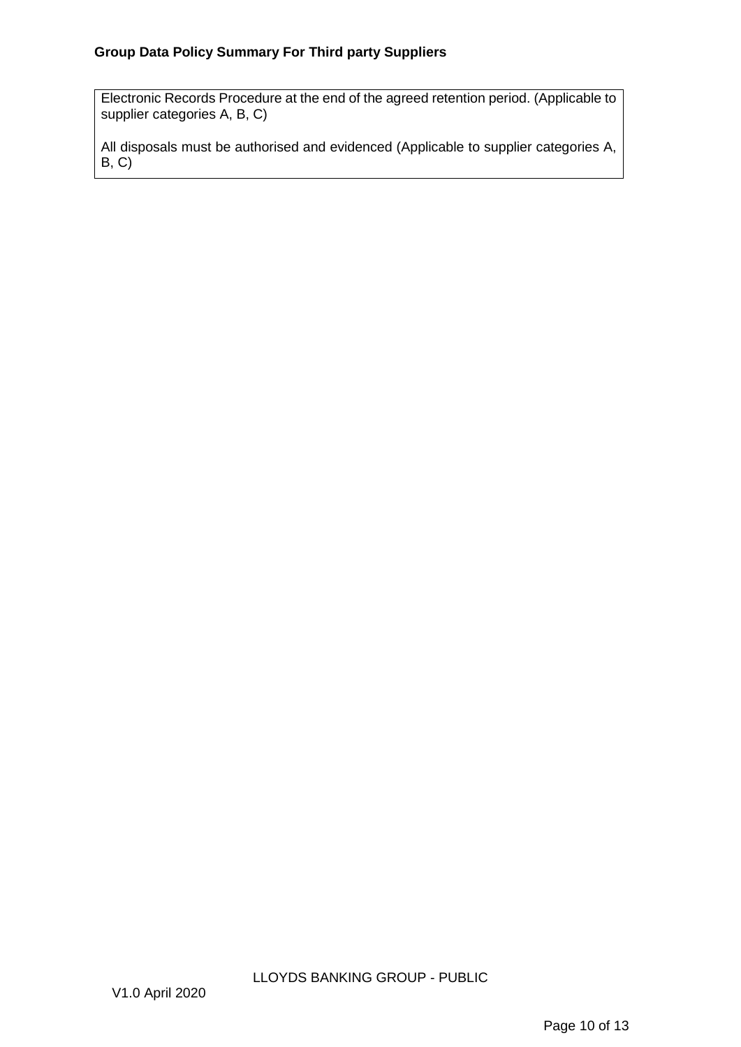Electronic Records Procedure at the end of the agreed retention period. (Applicable to supplier categories A, B, C)

All disposals must be authorised and evidenced (Applicable to supplier categories A, B, C)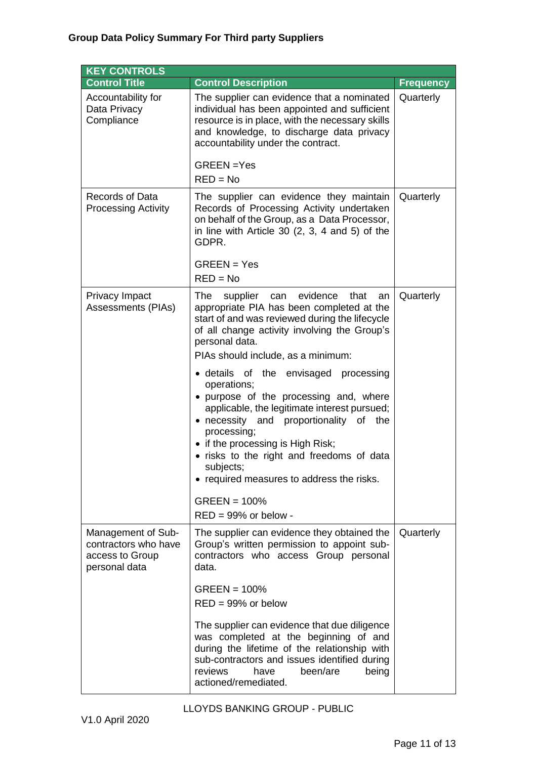**Group Data Policy Summary For Third party Suppliers**

| KEY CONTROLS | | |
|---|---|---|
| **Control Title** | **Control Description** | **Frequency** |
| Accountability for Data Privacy Compliance | The supplier can evidence that a nominated individual has been appointed and sufficient resource is in place, with the necessary skills and knowledge, to discharge data privacy accountability under the contract.<br><br>GREEN =Yes<br>RED = No | Quarterly |
| Records of Data Processing Activity | The supplier can evidence they maintain Records of Processing Activity undertaken on behalf of the Group, as a Data Processor, in line with Article 30 (2, 3, 4 and 5) of the GDPR.<br><br>GREEN = Yes<br>RED = No | Quarterly |
| Privacy Impact Assessments (PIAs) | The supplier can evidence that an appropriate PIA has been completed at the start of and was reviewed during the lifecycle of all change activity involving the Group's personal data.<br>PIAs should include, as a minimum:<br>• details of the envisaged processing operations;<br>• purpose of the processing and, where applicable, the legitimate interest pursued;<br>• necessity and proportionality of the processing;<br>• if the processing is High Risk;<br>• risks to the right and freedoms of data subjects;<br>• required measures to address the risks.<br><br>GREEN = 100%<br>RED = 99% or below - | Quarterly |
| Management of Sub-contractors who have access to Group personal data | The supplier can evidence they obtained the Group's written permission to appoint sub-contractors who access Group personal data.<br><br>GREEN = 100%<br>RED = 99% or below<br><br>The supplier can evidence that due diligence was completed at the beginning of and during the lifetime of the relationship with sub-contractors and issues identified during reviews have been/are being actioned/remediated. | Quarterly |

LLOYDS BANKING GROUP - PUBLIC

V1.0 April 2020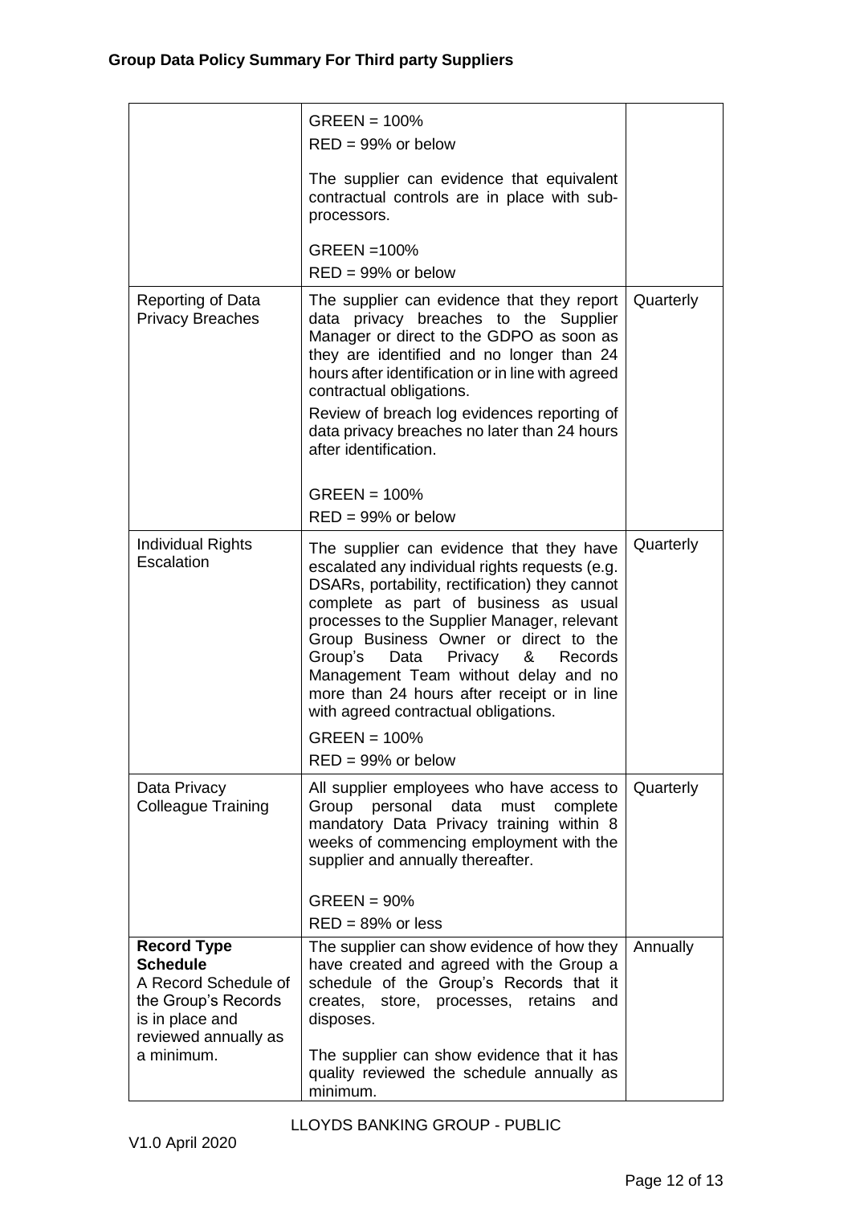| | | |
|---|---|---|
| | GREEN = 100%<br>RED = 99% or below<br><br>The supplier can evidence that equivalent contractual controls are in place with sub-processors.<br><br>GREEN =100%<br>RED = 99% or below | |
| Reporting of Data Privacy Breaches | The supplier can evidence that they report data privacy breaches to the Supplier Manager or direct to the GDPO as soon as they are identified and no longer than 24 hours after identification or in line with agreed contractual obligations.<br>Review of breach log evidences reporting of data privacy breaches no later than 24 hours after identification.<br><br>GREEN = 100%<br>RED = 99% or below | Quarterly |
| Individual Rights Escalation | The supplier can evidence that they have escalated any individual rights requests (e.g. DSARs, portability, rectification) they cannot complete as part of business as usual processes to the Supplier Manager, relevant Group Business Owner or direct to the Group's Data Privacy & Records Management Team without delay and no more than 24 hours after receipt or in line with agreed contractual obligations.<br>GREEN = 100%<br>RED = 99% or below | Quarterly |
| Data Privacy Colleague Training | All supplier employees who have access to Group personal data must complete mandatory Data Privacy training within 8 weeks of commencing employment with the supplier and annually thereafter.<br><br>GREEN = 90%<br>RED = 89% or less | Quarterly |
| **Record Type Schedule**<br>A Record Schedule of the Group's Records is in place and reviewed annually as a minimum. | The supplier can show evidence of how they have created and agreed with the Group a schedule of the Group's Records that it creates, store, processes, retains and disposes.<br><br>The supplier can show evidence that it has quality reviewed the schedule annually as minimum. | Annually |

LLOYDS BANKING GROUP - PUBLIC

V1.0 April 2020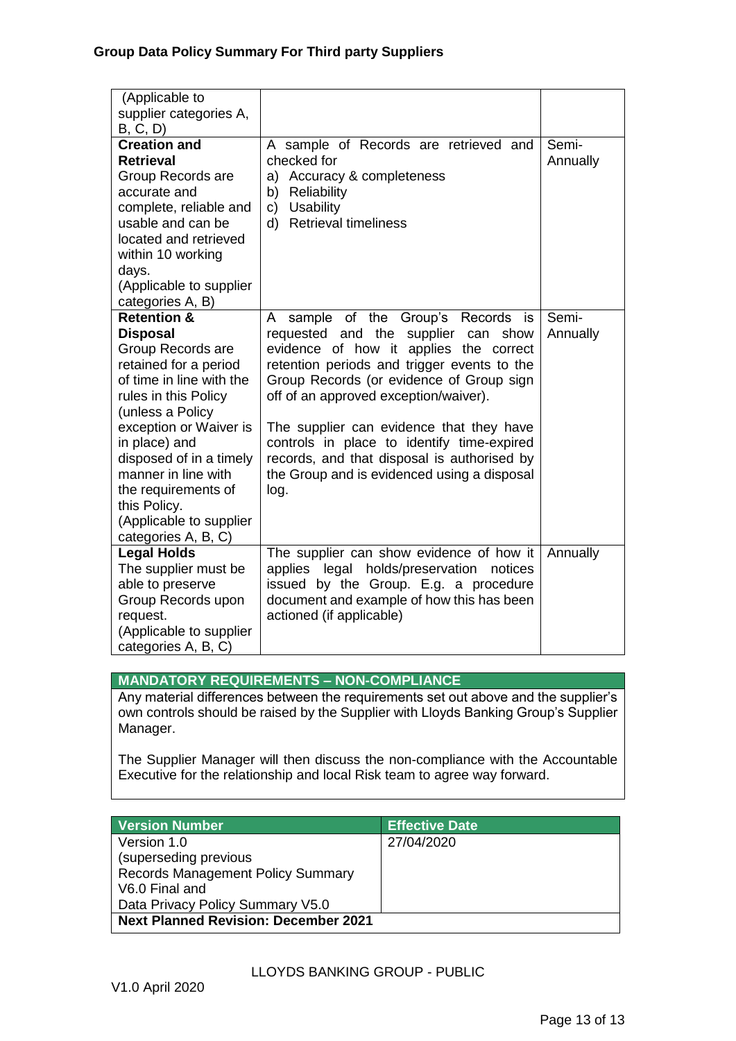| | | |
|---|---|---|
| (Applicable to supplier categories A, B, C, D) | | |
| **Creation and Retrieval**<br>Group Records are accurate and complete, reliable and usable and can be located and retrieved within 10 working days.<br>(Applicable to supplier categories A, B) | A sample of Records are retrieved and checked for<br>a) Accuracy & completeness<br>b) Reliability<br>c) Usability<br>d) Retrieval timeliness | Semi-Annually |
| **Retention & Disposal**<br>Group Records are retained for a period of time in line with the rules in this Policy (unless a Policy exception or Waiver is in place) and disposed of in a timely manner in line with the requirements of this Policy.<br>(Applicable to supplier categories A, B, C) | A sample of the Group's Records is requested and the supplier can show evidence of how it applies the correct retention periods and trigger events to the Group Records (or evidence of Group sign off of an approved exception/waiver).<br><br>The supplier can evidence that they have controls in place to identify time-expired records, and that disposal is authorised by the Group and is evidenced using a disposal log. | Semi-Annually |
| **Legal Holds**<br>The supplier must be able to preserve Group Records upon request.<br>(Applicable to supplier categories A, B, C) | The supplier can show evidence of how it applies legal holds/preservation notices issued by the Group. E.g. a procedure document and example of how this has been actioned (if applicable) | Annually |

**MANDATORY REQUIREMENTS – NON-COMPLIANCE**

Any material differences between the requirements set out above and the supplier's own controls should be raised by the Supplier with Lloyds Banking Group's Supplier Manager.

The Supplier Manager will then discuss the non-compliance with the Accountable Executive for the relationship and local Risk team to agree way forward.

| Version Number | Effective Date |
|---|---|
| Version 1.0<br>(superseding previous Records Management Policy Summary V6.0 Final and Data Privacy Policy Summary V5.0 | 27/04/2020 |
| **Next Planned Revision: December 2021** | |

LLOYDS BANKING GROUP - PUBLIC

V1.0 April 2020